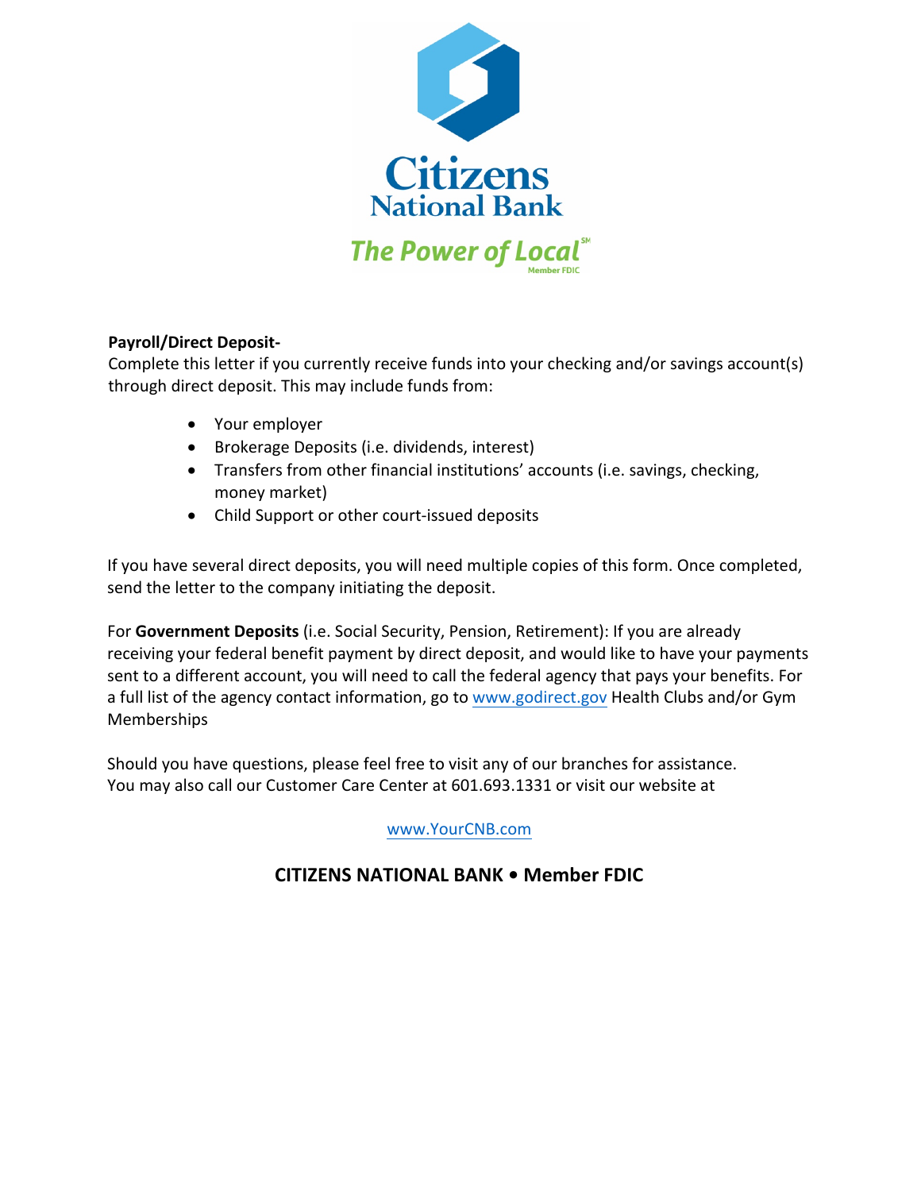Citizens National Bank

*The Power of Local*[SM]

Member FDIC

**Payroll/Direct Deposit-**
Complete this letter if you currently receive funds into your checking and/or savings account(s) through direct deposit. This may include funds from:

- Your employer
- Brokerage Deposits (i.e. dividends, interest)
- Transfers from other financial institutions' accounts (i.e. savings, checking, money market)
- Child Support or other court-issued deposits

If you have several direct deposits, you will need multiple copies of this form. Once completed, send the letter to the company initiating the deposit.

For **Government Deposits** (i.e. Social Security, Pension, Retirement): If you are already receiving your federal benefit payment by direct deposit, and would like to have your payments sent to a different account, you will need to call the federal agency that pays your benefits. For a full list of the agency contact information, go to www.godirect.gov Health Clubs and/or Gym Memberships

Should you have questions, please feel free to visit any of our branches for assistance. You may also call our Customer Care Center at 601.693.1331 or visit our website at

www.YourCNB.com

**CITIZENS NATIONAL BANK • Member FDIC**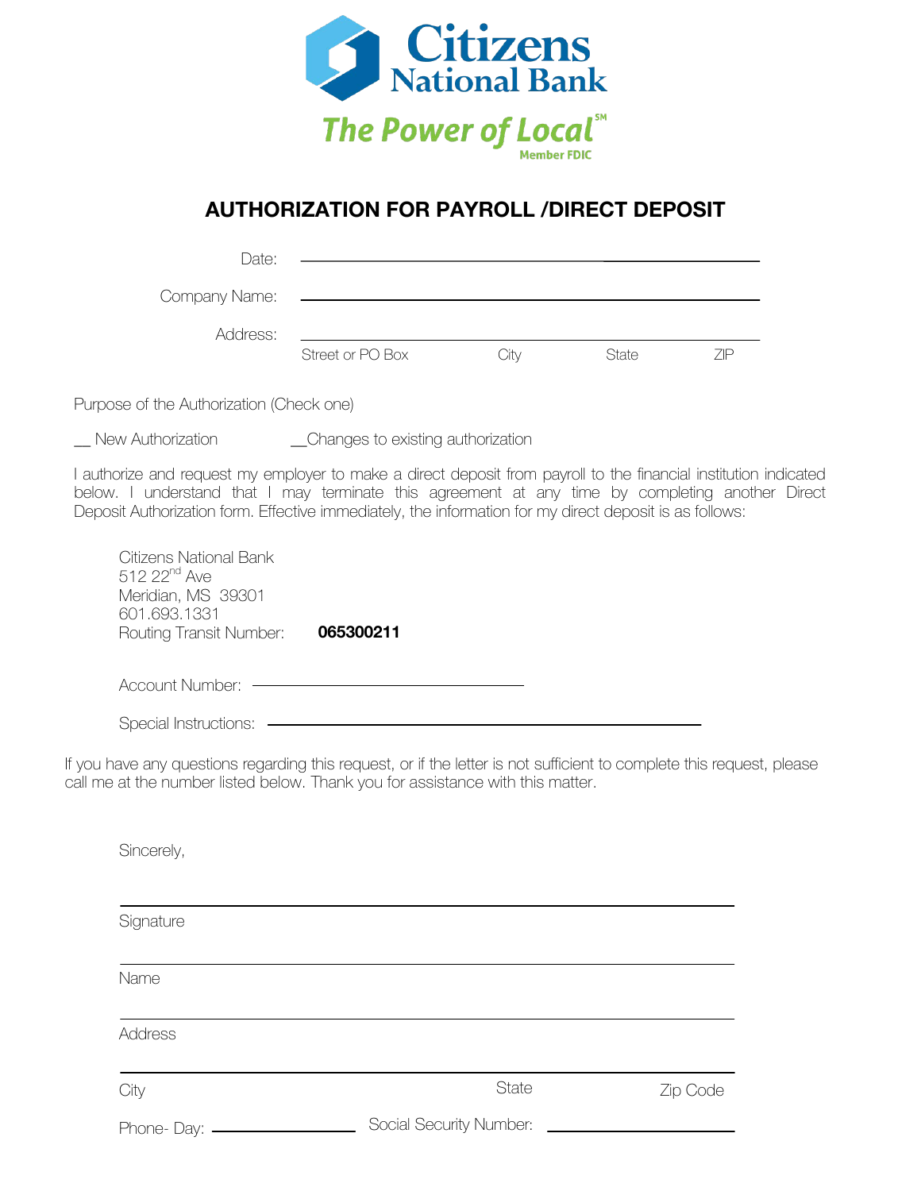Citizens National Bank

The Power of Local[SM]

Member FDIC

## AUTHORIZATION FOR PAYROLL /DIRECT DEPOSIT

Date: ______________________________

Company Name: ______________________________

Address: ______________________________

Street or PO Box City State ZIP

Purpose of the Authorization (Check one)

__ New Authorization __Changes to existing authorization

I authorize and request my employer to make a direct deposit from payroll to the financial institution indicated below. I understand that I may terminate this agreement at any time by completing another Direct Deposit Authorization form. Effective immediately, the information for my direct deposit is as follows:

Citizens National Bank
512 22nd Ave
Meridian, MS 39301
601.693.1331
Routing Transit Number: **065300211**

Account Number: ______________________________

Special Instructions: ______________________________

If you have any questions regarding this request, or if the letter is not sufficient to complete this request, please call me at the number listed below. Thank you for assistance with this matter.

Sincerely,

______________________________
Signature

______________________________
Name

______________________________
Address

______________________________
City State Zip Code

Phone- Day: ______________ Social Security Number: ______________